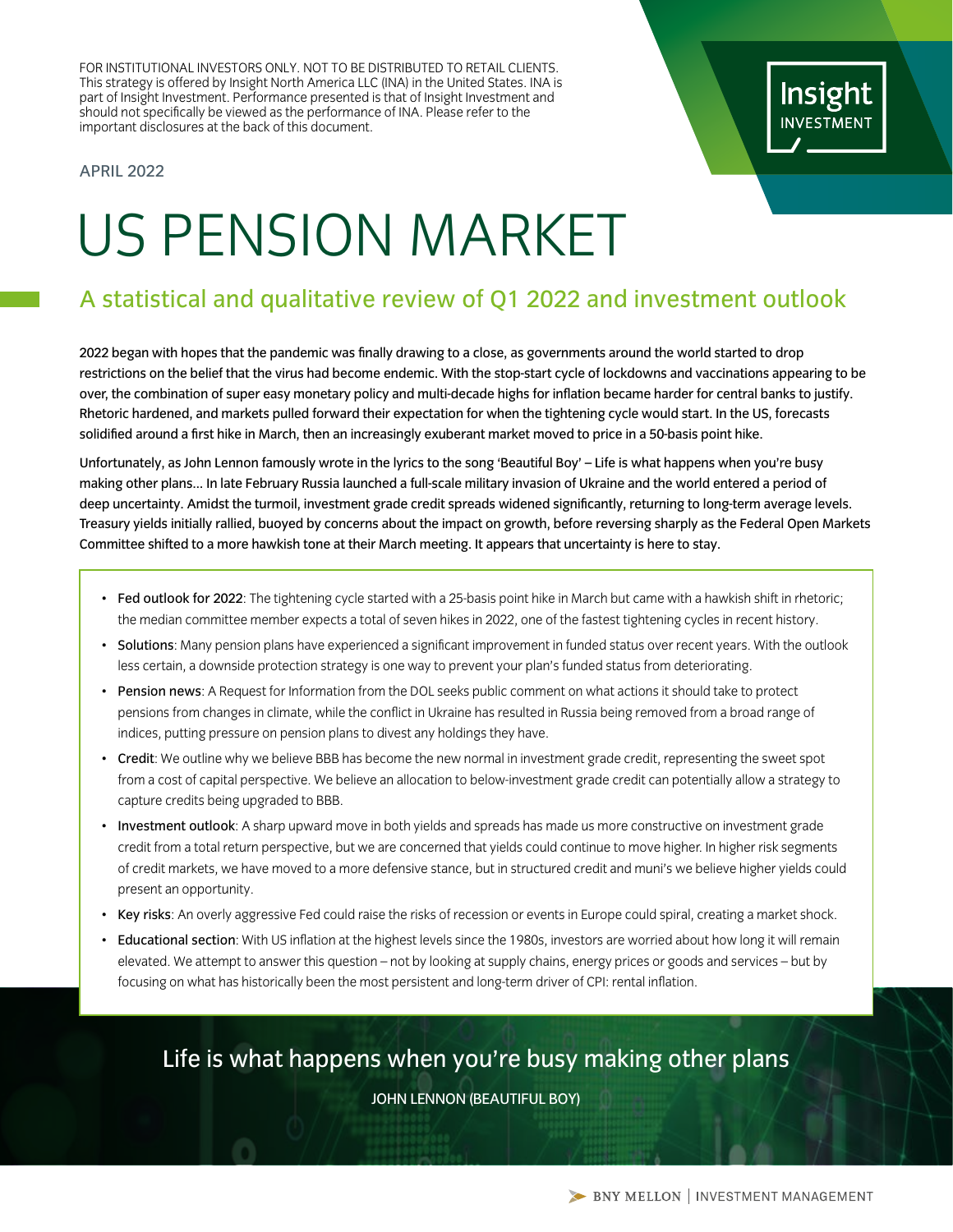FOR INSTITUTIONAL INVESTORS ONLY. NOT TO BE DISTRIBUTED TO RETAIL CLIENTS. This strategy is offered by Insight North America LLC (INA) in the United States. INA is part of Insight Investment. Performance presented is that of Insight Investment and should not specifically be viewed as the performance of INA. Please refer to the important disclosures at the back of this document.

APRIL 2022

# US PENSION MARKET

## A statistical and qualitative review of Q1 2022 and investment outlook

**2022 began with hopes that the pandemic was finally drawing to a close, as governments around the world started to drop restrictions on the belief that the virus had become endemic. With the stop-start cycle of lockdowns and vaccinations appearing to be over, the combination of super easy monetary policy and multi-decade highs for inflation became harder for central banks to justify. Rhetoric hardened, and markets pulled forward their expectation for when the tightening cycle would start. In the US, forecasts solidified around a first hike in March, then an increasingly exuberant market moved to price in a 50-basis point hike.**

**Unfortunately, as John Lennon famously wrote in the lyrics to the song 'Beautiful Boy' – Life is what happens when you're busy making other plans... In late February Russia launched a full-scale military invasion of Ukraine and the world entered a period of deep uncertainty. Amidst the turmoil, investment grade credit spreads widened significantly, returning to long-term average levels. Treasury yields initially rallied, buoyed by concerns about the impact on growth, before reversing sharply as the Federal Open Markets Committee shifted to a more hawkish tone at their March meeting. It appears that uncertainty is here to stay.**

- **Fed outlook for 2022**: The tightening cycle started with a 25-basis point hike in March but came with a hawkish shift in rhetoric; the median committee member expects a total of seven hikes in 2022, one of the fastest tightening cycles in recent history.
- **Solutions**: Many pension plans have experienced a significant improvement in funded status over recent years. With the outlook less certain, a downside protection strategy is one way to prevent your plan's funded status from deteriorating.
- **Pension news**: A Request for Information from the DOL seeks public comment on what actions it should take to protect pensions from changes in climate, while the conflict in Ukraine has resulted in Russia being removed from a broad range of indices, putting pressure on pension plans to divest any holdings they have.
- **Credit**: We outline why we believe BBB has become the new normal in investment grade credit, representing the sweet spot from a cost of capital perspective. We believe an allocation to below-investment grade credit can potentially allow a strategy to capture credits being upgraded to BBB.
- **Investment outlook**: A sharp upward move in both yields and spreads has made us more constructive on investment grade credit from a total return perspective, but we are concerned that yields could continue to move higher. In higher risk segments of credit markets, we have moved to a more defensive stance, but in structured credit and muni's we believe higher yields could present an opportunity.
- **Key risks**: An overly aggressive Fed could raise the risks of recession or events in Europe could spiral, creating a market shock.
- **Educational section**: With US inflation at the highest levels since the 1980s, investors are worried about how long it will remain elevated. We attempt to answer this question – not by looking at supply chains, energy prices or goods and services – but by focusing on what has historically been the most persistent and long-term driver of CPI: rental inflation.

> Life is what happens when you're busy making other plans
>
> JOHN LENNON (BEAUTIFUL BOY)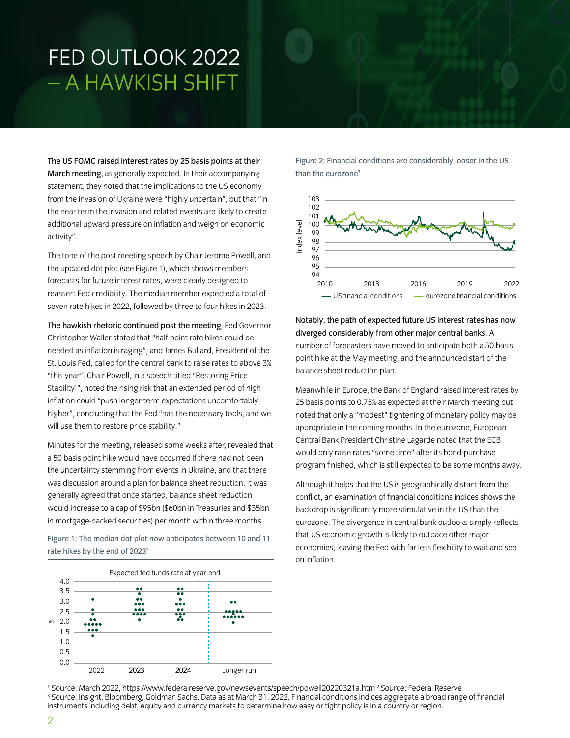# FED OUTLOOK 2022 – A HAWKISH SHIFT

**The US FOMC raised interest rates by 25 basis points at their March meeting,** as generally expected. In their accompanying statement, they noted that the implications to the US economy from the invasion of Ukraine were "highly uncertain", but that "in the near term the invasion and related events are likely to create additional upward pressure on inflation and weigh on economic activity".

The tone of the post meeting speech by Chair Jerome Powell, and the updated dot plot (see Figure 1), which shows members forecasts for future interest rates, were clearly designed to reassert Fed credibility. The median member expected a total of seven rate hikes in 2022, followed by three to four hikes in 2023.

**The hawkish rhetoric continued post the meeting**, Fed Governor Christopher Waller stated that "half-point rate hikes could be needed as inflation is raging", and James Bullard, President of the St. Louis Fed, called for the central bank to raise rates to above 3% "this year". Chair Powell, in a speech titled "Restoring Price Stability[1]", noted the rising risk that an extended period of high inflation could "push longer-term expectations uncomfortably higher", concluding that the Fed "has the necessary tools, and we will use them to restore price stability."

Minutes for the meeting, released some weeks after, revealed that a 50 basis point hike would have occurred if there had not been the uncertainty stemming from events in Ukraine, and that there was discussion around a plan for balance sheet reduction. It was generally agreed that once started, balance sheet reduction would increase to a cap of $95bn ($60bn in Treasuries and $35bn in mortgage-backed securities) per month within three months.

Figure 1: The median dot plot now anticipates between 10 and 11 rate hikes by the end of 2023[2]

Figure 2: Financial conditions are considerably looser in the US than the eurozone[3]

**Notably, the path of expected future US interest rates has now diverged considerably from other major central banks**. A number of forecasters have moved to anticipate both a 50 basis point hike at the May meeting, and the announced start of the balance sheet reduction plan.

Meanwhile in Europe, the Bank of England raised interest rates by 25 basis points to 0.75% as expected at their March meeting but noted that only a "modest" tightening of monetary policy may be appropriate in the coming months. In the eurozone, European Central Bank President Christine Lagarde noted that the ECB would only raise rates "some time" after its bond-purchase program finished, which is still expected to be some months away.

Although it helps that the US is geographically distant from the conflict, an examination of financial conditions indices shows the backdrop is significantly more stimulative in the US than the eurozone. The divergence in central bank outlooks simply reflects that US economic growth is likely to outpace other major economies, leaving the Fed with far less flexibility to wait and see on inflation.

[1] Source: March 2022, https://www.federalreserve.gov/newsevents/speech/powell20220321a.htm [2] Source: Federal Reserve
[3] Source: Insight, Bloomberg, Goldman Sachs. Data as at March 31, 2022. Financial conditions indices aggregate a broad range of financial instruments including debt, equity and currency markets to determine how easy or tight policy is in a country or region.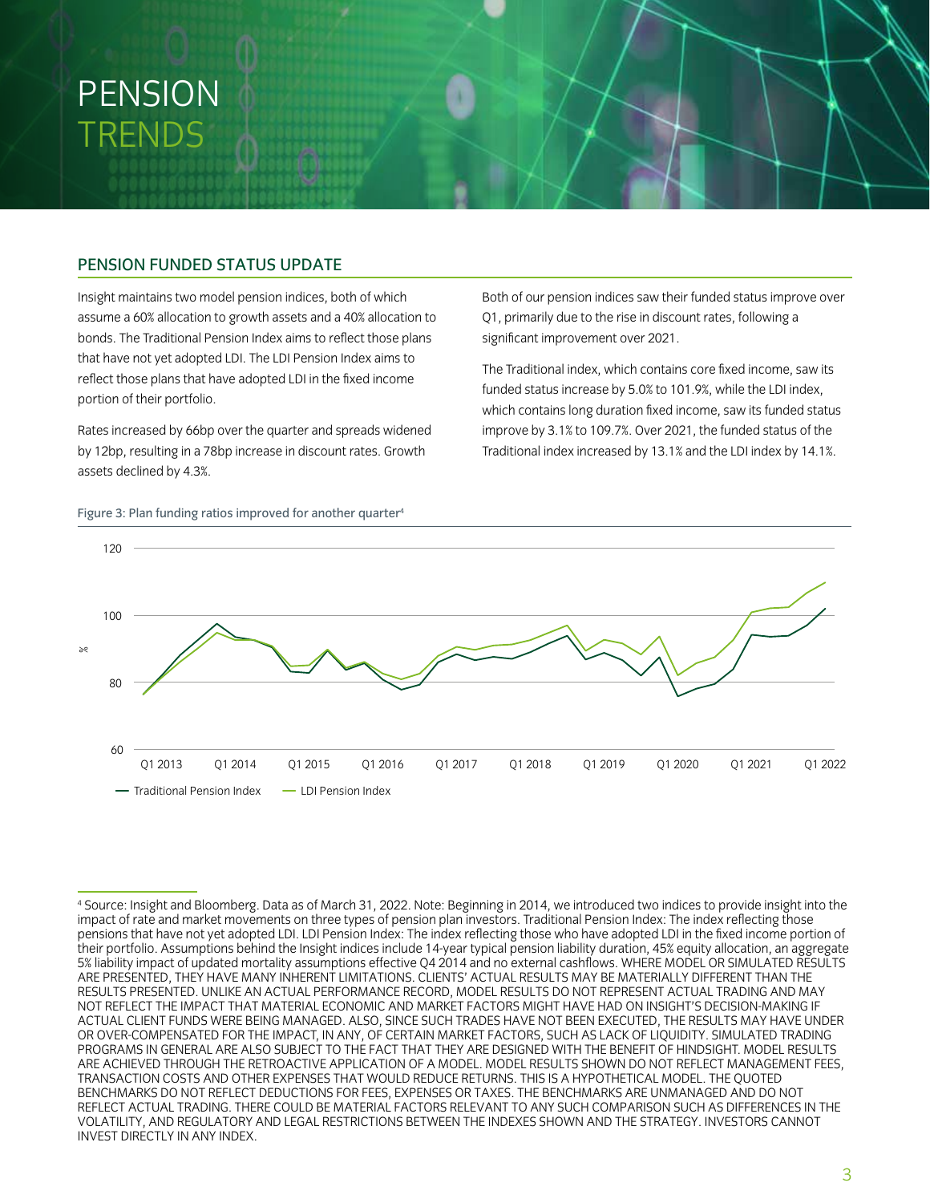# PENSION TRENDS

## PENSION FUNDED STATUS UPDATE

Insight maintains two model pension indices, both of which assume a 60% allocation to growth assets and a 40% allocation to bonds. The Traditional Pension Index aims to reflect those plans that have not yet adopted LDI. The LDI Pension Index aims to reflect those plans that have adopted LDI in the fixed income portion of their portfolio.

Rates increased by 66bp over the quarter and spreads widened by 12bp, resulting in a 78bp increase in discount rates. Growth assets declined by 4.3%.

Both of our pension indices saw their funded status improve over Q1, primarily due to the rise in discount rates, following a significant improvement over 2021.

The Traditional index, which contains core fixed income, saw its funded status increase by 5.0% to 101.9%, while the LDI index, which contains long duration fixed income, saw its funded status improve by 3.1% to 109.7%. Over 2021, the funded status of the Traditional index increased by 13.1% and the LDI index by 14.1%.

Figure 3: Plan funding ratios improved for another quarter[4]

[4] Source: Insight and Bloomberg. Data as of March 31, 2022. Note: Beginning in 2014, we introduced two indices to provide insight into the impact of rate and market movements on three types of pension plan investors. Traditional Pension Index: The index reflecting those pensions that have not yet adopted LDI. LDI Pension Index: The index reflecting those who have adopted LDI in the fixed income portion of their portfolio. Assumptions behind the Insight indices include 14-year typical pension liability duration, 45% equity allocation, an aggregate 5% liability impact of updated mortality assumptions effective Q4 2014 and no external cashflows. WHERE MODEL OR SIMULATED RESULTS ARE PRESENTED, THEY HAVE MANY INHERENT LIMITATIONS. CLIENTS' ACTUAL RESULTS MAY BE MATERIALLY DIFFERENT THAN THE RESULTS PRESENTED. UNLIKE AN ACTUAL PERFORMANCE RECORD, MODEL RESULTS DO NOT REPRESENT ACTUAL TRADING AND MAY NOT REFLECT THE IMPACT THAT MATERIAL ECONOMIC AND MARKET FACTORS MIGHT HAVE HAD ON INSIGHT'S DECISION-MAKING IF ACTUAL CLIENT FUNDS WERE BEING MANAGED. ALSO, SINCE SUCH TRADES HAVE NOT BEEN EXECUTED, THE RESULTS MAY HAVE UNDER OR OVER-COMPENSATED FOR THE IMPACT, IN ANY, OF CERTAIN MARKET FACTORS, SUCH AS LACK OF LIQUIDITY. SIMULATED TRADING PROGRAMS IN GENERAL ARE ALSO SUBJECT TO THE FACT THAT THEY ARE DESIGNED WITH THE BENEFIT OF HINDSIGHT. MODEL RESULTS ARE ACHIEVED THROUGH THE RETROACTIVE APPLICATION OF A MODEL. MODEL RESULTS SHOWN DO NOT REFLECT MANAGEMENT FEES, TRANSACTION COSTS AND OTHER EXPENSES THAT WOULD REDUCE RETURNS. THIS IS A HYPOTHETICAL MODEL. THE QUOTED BENCHMARKS DO NOT REFLECT DEDUCTIONS FOR FEES, EXPENSES OR TAXES. THE BENCHMARKS ARE UNMANAGED AND DO NOT REFLECT ACTUAL TRADING. THERE COULD BE MATERIAL FACTORS RELEVANT TO ANY SUCH COMPARISON SUCH AS DIFFERENCES IN THE VOLATILITY, AND REGULATORY AND LEGAL RESTRICTIONS BETWEEN THE INDEXES SHOWN AND THE STRATEGY. INVESTORS CANNOT INVEST DIRECTLY IN ANY INDEX.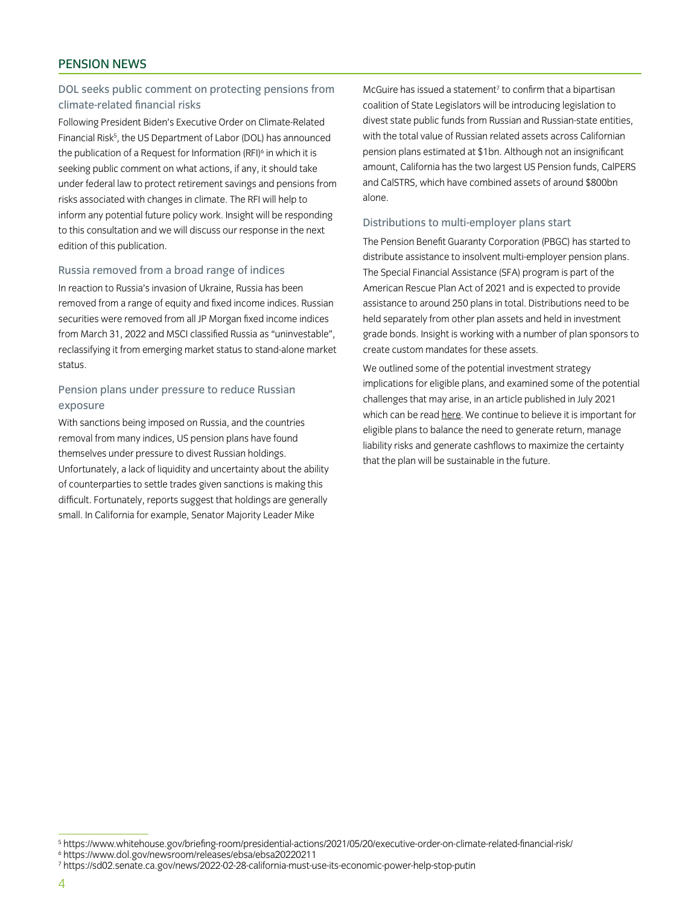## PENSION NEWS

### DOL seeks public comment on protecting pensions from climate-related financial risks

Following President Biden's Executive Order on Climate-Related Financial Risk[5], the US Department of Labor (DOL) has announced the publication of a Request for Information (RFI)[6] in which it is seeking public comment on what actions, if any, it should take under federal law to protect retirement savings and pensions from risks associated with changes in climate. The RFI will help to inform any potential future policy work. Insight will be responding to this consultation and we will discuss our response in the next edition of this publication.

### Russia removed from a broad range of indices

In reaction to Russia's invasion of Ukraine, Russia has been removed from a range of equity and fixed income indices. Russian securities were removed from all JP Morgan fixed income indices from March 31, 2022 and MSCI classified Russia as "uninvestable", reclassifying it from emerging market status to stand-alone market status.

### Pension plans under pressure to reduce Russian exposure

With sanctions being imposed on Russia, and the countries removal from many indices, US pension plans have found themselves under pressure to divest Russian holdings. Unfortunately, a lack of liquidity and uncertainty about the ability of counterparties to settle trades given sanctions is making this difficult. Fortunately, reports suggest that holdings are generally small. In California for example, Senator Majority Leader Mike McGuire has issued a statement[7] to confirm that a bipartisan coalition of State Legislators will be introducing legislation to divest state public funds from Russian and Russian-state entities, with the total value of Russian related assets across Californian pension plans estimated at $1bn. Although not an insignificant amount, California has the two largest US Pension funds, CalPERS and CalSTRS, which have combined assets of around $800bn alone.

### Distributions to multi-employer plans start

The Pension Benefit Guaranty Corporation (PBGC) has started to distribute assistance to insolvent multi-employer pension plans. The Special Financial Assistance (SFA) program is part of the American Rescue Plan Act of 2021 and is expected to provide assistance to around 250 plans in total. Distributions need to be held separately from other plan assets and held in investment grade bonds. Insight is working with a number of plan sponsors to create custom mandates for these assets.

We outlined some of the potential investment strategy implications for eligible plans, and examined some of the potential challenges that may arise, in an article published in July 2021 which can be read here. We continue to believe it is important for eligible plans to balance the need to generate return, manage liability risks and generate cashflows to maximize the certainty that the plan will be sustainable in the future.

---

[5] https://www.whitehouse.gov/briefing-room/presidential-actions/2021/05/20/executive-order-on-climate-related-financial-risk/

[6] https://www.dol.gov/newsroom/releases/ebsa/ebsa20220211

[7] https://sd02.senate.ca.gov/news/2022-02-28-california-must-use-its-economic-power-help-stop-putin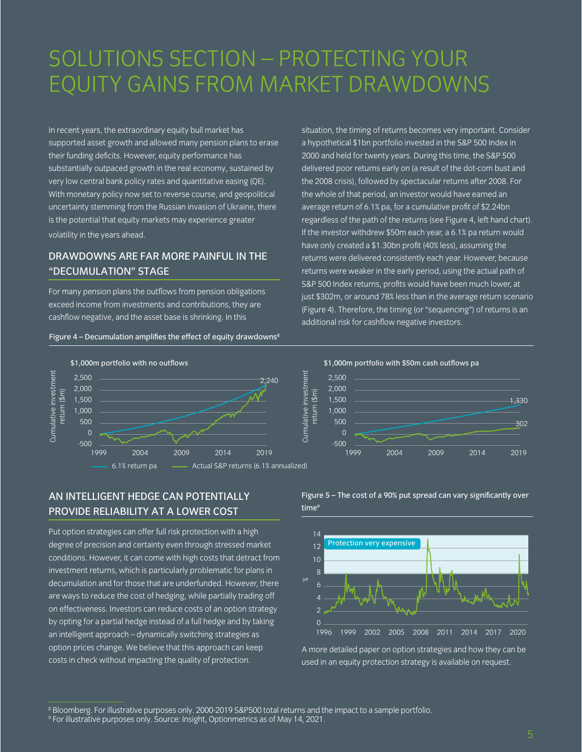# SOLUTIONS SECTION – PROTECTING YOUR EQUITY GAINS FROM MARKET DRAWDOWNS

In recent years, the extraordinary equity bull market has supported asset growth and allowed many pension plans to erase their funding deficits. However, equity performance has substantially outpaced growth in the real economy, sustained by very low central bank policy rates and quantitative easing (QE). With monetary policy now set to reverse course, and geopolitical uncertainty stemming from the Russian invasion of Ukraine, there is the potential that equity markets may experience greater volatility in the years ahead.

## DRAWDOWNS ARE FAR MORE PAINFUL IN THE "DECUMULATION" STAGE

For many pension plans the outflows from pension obligations exceed income from investments and contributions, they are cashflow negative, and the asset base is shrinking. In this situation, the timing of returns becomes very important. Consider a hypothetical $1bn portfolio invested in the S&P 500 Index in 2000 and held for twenty years. During this time, the S&P 500 delivered poor returns early on (a result of the dot-com bust and the 2008 crisis), followed by spectacular returns after 2008. For the whole of that period, an investor would have earned an average return of 6.1% pa, for a cumulative profit of $2.24bn regardless of the path of the returns (see Figure 4, left hand chart). If the investor withdrew $50m each year, a 6.1% pa return would have only created a $1.30bn profit (40% less), assuming the returns were delivered consistently each year. However, because returns were weaker in the early period, using the actual path of S&P 500 Index returns, profits would have been much lower, at just $302m, or around 78% less than in the average return scenario (Figure 4). Therefore, the timing (or "sequencing") of returns is an additional risk for cashflow negative investors.

Figure 4 – Decumulation amplifies the effect of equity drawdowns[8]

## AN INTELLIGENT HEDGE CAN POTENTIALLY PROVIDE RELIABILITY AT A LOWER COST

Put option strategies can offer full risk protection with a high degree of precision and certainty even through stressed market conditions. However, it can come with high costs that detract from investment returns, which is particularly problematic for plans in decumulation and for those that are underfunded. However, there are ways to reduce the cost of hedging, while partially trading off on effectiveness. Investors can reduce costs of an option strategy by opting for a partial hedge instead of a full hedge and by taking an intelligent approach – dynamically switching strategies as option prices change. We believe that this approach can keep costs in check without impacting the quality of protection.

Figure 5 – The cost of a 90% put spread can vary significantly over time[9]

A more detailed paper on option strategies and how they can be used in an equity protection strategy is available on request.

[8] Bloomberg. For illustrative purposes only. 2000-2019 S&P500 total returns and the impact to a sample portfolio.

[9] For illustrative purposes only. Source: Insight, Optionmetrics as of May 14, 2021.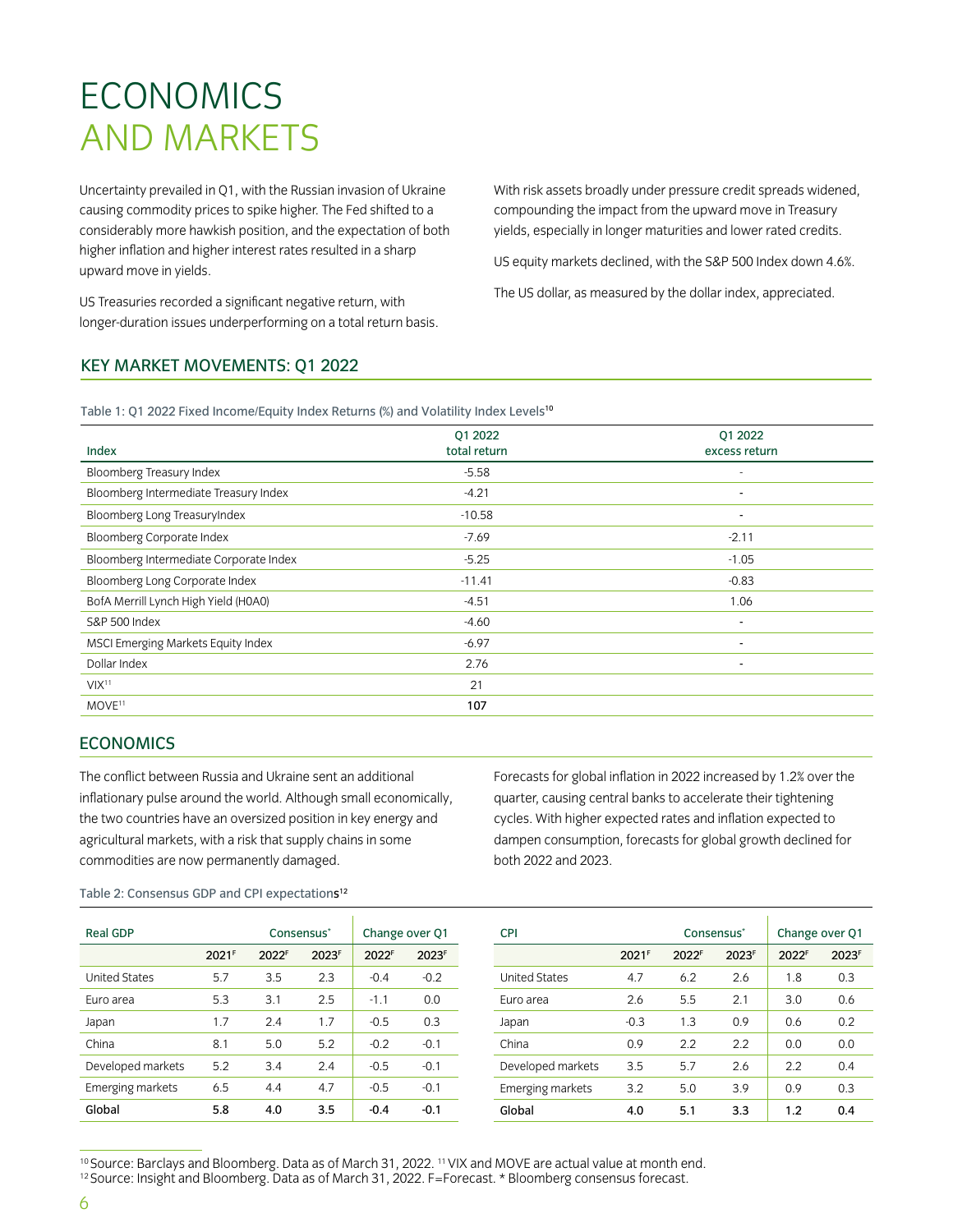# ECONOMICS AND MARKETS

Uncertainty prevailed in Q1, with the Russian invasion of Ukraine causing commodity prices to spike higher. The Fed shifted to a considerably more hawkish position, and the expectation of both higher inflation and higher interest rates resulted in a sharp upward move in yields.

US Treasuries recorded a significant negative return, with longer-duration issues underperforming on a total return basis.

With risk assets broadly under pressure credit spreads widened, compounding the impact from the upward move in Treasury yields, especially in longer maturities and lower rated credits.

US equity markets declined, with the S&P 500 Index down 4.6%.

The US dollar, as measured by the dollar index, appreciated.

## KEY MARKET MOVEMENTS: Q1 2022

Table 1: Q1 2022 Fixed Income/Equity Index Returns (%) and Volatility Index Levels[10]

| Index | Q1 2022 total return | Q1 2022 excess return |
|---|---|---|
| Bloomberg Treasury Index | -5.58 | - |
| Bloomberg Intermediate Treasury Index | -4.21 | - |
| Bloomberg Long TreasuryIndex | -10.58 | - |
| Bloomberg Corporate Index | -7.69 | -2.11 |
| Bloomberg Intermediate Corporate Index | -5.25 | -1.05 |
| Bloomberg Long Corporate Index | -11.41 | -0.83 |
| BofA Merrill Lynch High Yield (H0A0) | -4.51 | 1.06 |
| S&P 500 Index | -4.60 | - |
| MSCI Emerging Markets Equity Index | -6.97 | - |
| Dollar Index | 2.76 | - |
| VIX[11] | 21 | |
| MOVE[11] | **107** | |

## ECONOMICS

The conflict between Russia and Ukraine sent an additional inflationary pulse around the world. Although small economically, the two countries have an oversized position in key energy and agricultural markets, with a risk that supply chains in some commodities are now permanently damaged.

Forecasts for global inflation in 2022 increased by 1.2% over the quarter, causing central banks to accelerate their tightening cycles. With higher expected rates and inflation expected to dampen consumption, forecasts for global growth declined for both 2022 and 2023.

Table 2: Consensus GDP and CPI expectations[12]

| Real GDP | Consensus* | | | Change over Q1 | |
|---|---|---|---|---|---|
| | 2021F | 2022F | 2023F | 2022F | 2023F |
| United States | 5.7 | 3.5 | 2.3 | -0.4 | -0.2 |
| Euro area | 5.3 | 3.1 | 2.5 | -1.1 | 0.0 |
| Japan | 1.7 | 2.4 | 1.7 | -0.5 | 0.3 |
| China | 8.1 | 5.0 | 5.2 | -0.2 | -0.1 |
| Developed markets | 5.2 | 3.4 | 2.4 | -0.5 | -0.1 |
| Emerging markets | 6.5 | 4.4 | 4.7 | -0.5 | -0.1 |
| **Global** | **5.8** | **4.0** | **3.5** | **-0.4** | **-0.1** |

| CPI | Consensus* | | | Change over Q1 | |
|---|---|---|---|---|---|
| | 2021F | 2022F | 2023F | 2022F | 2023F |
| United States | 4.7 | 6.2 | 2.6 | 1.8 | 0.3 |
| Euro area | 2.6 | 5.5 | 2.1 | 3.0 | 0.6 |
| Japan | -0.3 | 1.3 | 0.9 | 0.6 | 0.2 |
| China | 0.9 | 2.2 | 2.2 | 0.0 | 0.0 |
| Developed markets | 3.5 | 5.7 | 2.6 | 2.2 | 0.4 |
| Emerging markets | 3.2 | 5.0 | 3.9 | 0.9 | 0.3 |
| **Global** | **4.0** | **5.1** | **3.3** | **1.2** | **0.4** |

[10] Source: Barclays and Bloomberg. Data as of March 31, 2022. [11] VIX and MOVE are actual value at month end.
[12] Source: Insight and Bloomberg. Data as of March 31, 2022. F=Forecast. * Bloomberg consensus forecast.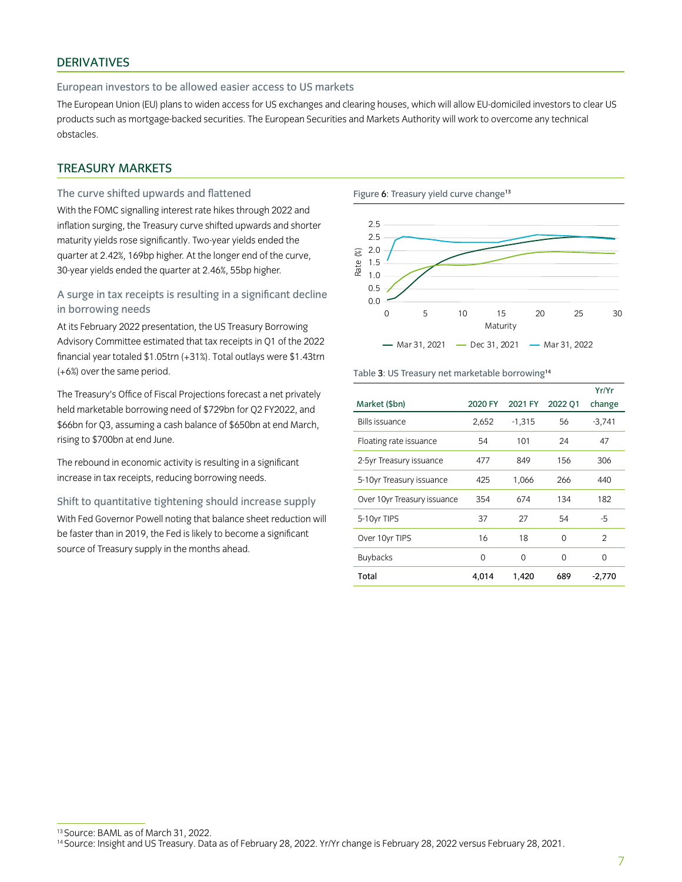## DERIVATIVES

### European investors to be allowed easier access to US markets

The European Union (EU) plans to widen access for US exchanges and clearing houses, which will allow EU-domiciled investors to clear US products such as mortgage-backed securities. The European Securities and Markets Authority will work to overcome any technical obstacles.

## TREASURY MARKETS

### The curve shifted upwards and flattened

With the FOMC signalling interest rate hikes through 2022 and inflation surging, the Treasury curve shifted upwards and shorter maturity yields rose significantly. Two-year yields ended the quarter at 2.42%, 169bp higher. At the longer end of the curve, 30-year yields ended the quarter at 2.46%, 55bp higher.

### A surge in tax receipts is resulting in a significant decline in borrowing needs

At its February 2022 presentation, the US Treasury Borrowing Advisory Committee estimated that tax receipts in Q1 of the 2022 financial year totaled $1.05trn (+31%). Total outlays were $1.43trn (+6%) over the same period.

The Treasury's Office of Fiscal Projections forecast a net privately held marketable borrowing need of $729bn for Q2 FY2022, and $66bn for Q3, assuming a cash balance of $650bn at end March, rising to $700bn at end June.

The rebound in economic activity is resulting in a significant increase in tax receipts, reducing borrowing needs.

### Shift to quantitative tightening should increase supply

With Fed Governor Powell noting that balance sheet reduction will be faster than in 2019, the Fed is likely to become a significant source of Treasury supply in the months ahead.

Figure 6: Treasury yield curve change[13]

Table 3: US Treasury net marketable borrowing[14]

| Market ($bn) | 2020 FY | 2021 FY | 2022 Q1 | Yr/Yr change |
|---|---|---|---|---|
| Bills issuance | 2,652 | -1,315 | 56 | -3,741 |
| Floating rate issuance | 54 | 101 | 24 | 47 |
| 2-5yr Treasury issuance | 477 | 849 | 156 | 306 |
| 5-10yr Treasury issuance | 425 | 1,066 | 266 | 440 |
| Over 10yr Treasury issuance | 354 | 674 | 134 | 182 |
| 5-10yr TIPS | 37 | 27 | 54 | -5 |
| Over 10yr TIPS | 16 | 18 | 0 | 2 |
| Buybacks | 0 | 0 | 0 | 0 |
| **Total** | **4,014** | **1,420** | **689** | **-2,770** |

[13] Source: BAML as of March 31, 2022.
[14] Source: Insight and US Treasury. Data as of February 28, 2022. Yr/Yr change is February 28, 2022 versus February 28, 2021.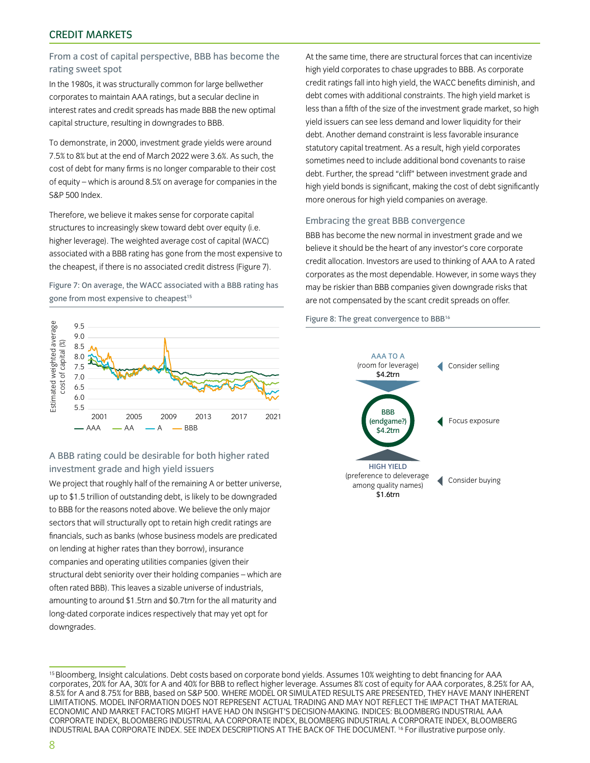## CREDIT MARKETS

### From a cost of capital perspective, BBB has become the rating sweet spot

In the 1980s, it was structurally common for large bellwether corporates to maintain AAA ratings, but a secular decline in interest rates and credit spreads has made BBB the new optimal capital structure, resulting in downgrades to BBB.

To demonstrate, in 2000, investment grade yields were around 7.5% to 8% but at the end of March 2022 were 3.6%. As such, the cost of debt for many firms is no longer comparable to their cost of equity – which is around 8.5% on average for companies in the S&P 500 Index.

Therefore, we believe it makes sense for corporate capital structures to increasingly skew toward debt over equity (i.e. higher leverage). The weighted average cost of capital (WACC) associated with a BBB rating has gone from the most expensive to the cheapest, if there is no associated credit distress (Figure 7).

Figure 7: On average, the WACC associated with a BBB rating has gone from most expensive to cheapest[15]

### A BBB rating could be desirable for both higher rated investment grade and high yield issuers

We project that roughly half of the remaining A or better universe, up to $1.5 trillion of outstanding debt, is likely to be downgraded to BBB for the reasons noted above. We believe the only major sectors that will structurally opt to retain high credit ratings are financials, such as banks (whose business models are predicated on lending at higher rates than they borrow), insurance companies and operating utilities companies (given their structural debt seniority over their holding companies – which are often rated BBB). This leaves a sizable universe of industrials, amounting to around $1.5trn and $0.7trn for the all maturity and long-dated corporate indices respectively that may yet opt for downgrades.

At the same time, there are structural forces that can incentivize high yield corporates to chase upgrades to BBB. As corporate credit ratings fall into high yield, the WACC benefits diminish, and debt comes with additional constraints. The high yield market is less than a fifth of the size of the investment grade market, so high yield issuers can see less demand and lower liquidity for their debt. Another demand constraint is less favorable insurance statutory capital treatment. As a result, high yield corporates sometimes need to include additional bond covenants to raise debt. Further, the spread "cliff" between investment grade and high yield bonds is significant, making the cost of debt significantly more onerous for high yield companies on average.

### Embracing the great BBB convergence

BBB has become the new normal in investment grade and we believe it should be the heart of any investor's core corporate credit allocation. Investors are used to thinking of AAA to A rated corporates as the most dependable. However, in some ways they may be riskier than BBB companies given downgrade risks that are not compensated by the scant credit spreads on offer.

Figure 8: The great convergence to BBB[16]

| Rating | Description | Size | Action |
|---|---|---|---|
| AAA TO A | (room for leverage) | $4.2trn | Consider selling |
| BBB | (endgame?) | $4.2trn | Focus exposure |
| HIGH YIELD | (preference to deleverage among quality names) | $1.6trn | Consider buying |

---

[15] Bloomberg, Insight calculations. Debt costs based on corporate bond yields. Assumes 10% weighting to debt financing for AAA corporates, 20% for AA, 30% for A and 40% for BBB to reflect higher leverage. Assumes 8% cost of equity for AAA corporates, 8.25% for AA, 8.5% for A and 8.75% for BBB, based on S&P 500. WHERE MODEL OR SIMULATED RESULTS ARE PRESENTED, THEY HAVE MANY INHERENT LIMITATIONS. MODEL INFORMATION DOES NOT REPRESENT ACTUAL TRADING AND MAY NOT REFLECT THE IMPACT THAT MATERIAL ECONOMIC AND MARKET FACTORS MIGHT HAVE HAD ON INSIGHT'S DECISION-MAKING. INDICES: BLOOMBERG INDUSTRIAL AAA CORPORATE INDEX, BLOOMBERG INDUSTRIAL AA CORPORATE INDEX, BLOOMBERG INDUSTRIAL A CORPORATE INDEX, BLOOMBERG INDUSTRIAL BAA CORPORATE INDEX. SEE INDEX DESCRIPTIONS AT THE BACK OF THE DOCUMENT. [16] For illustrative purpose only.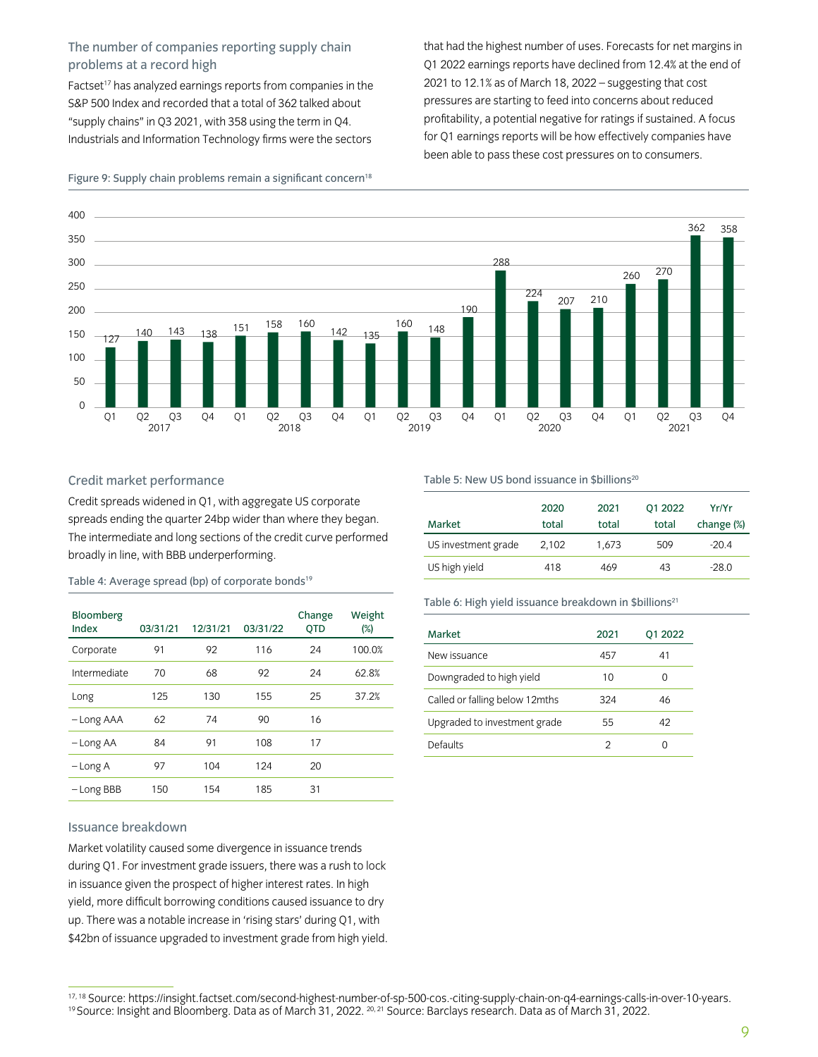## The number of companies reporting supply chain problems at a record high

Factset[17] has analyzed earnings reports from companies in the S&P 500 Index and recorded that a total of 362 talked about "supply chains" in Q3 2021, with 358 using the term in Q4. Industrials and Information Technology firms were the sectors that had the highest number of uses. Forecasts for net margins in Q1 2022 earnings reports have declined from 12.4% at the end of 2021 to 12.1% as of March 18, 2022 – suggesting that cost pressures are starting to feed into concerns about reduced profitability, a potential negative for ratings if sustained. A focus for Q1 earnings reports will be how effectively companies have been able to pass these cost pressures on to consumers.

Figure 9: Supply chain problems remain a significant concern[18]

| Year | Quarter | Value |
|---|---|---|
| 2017 | Q1 | 127 |
| 2017 | Q2 | 140 |
| 2017 | Q3 | 143 |
| 2017 | Q4 | 138 |
| 2018 | Q1 | 151 |
| 2018 | Q2 | 158 |
| 2018 | Q3 | 160 |
| 2018 | Q4 | 142 |
| 2019 | Q1 | 135 |
| 2019 | Q2 | 160 |
| 2019 | Q3 | 148 |
| 2019 | Q4 | 190 |
| 2020 | Q1 | 288 |
| 2020 | Q2 | 224 |
| 2020 | Q3 | 207 |
| 2020 | Q4 | 210 |
| 2021 | Q1 | 260 |
| 2021 | Q2 | 270 |
| 2021 | Q3 | 362 |
| 2021 | Q4 | 358 |

## Credit market performance

Credit spreads widened in Q1, with aggregate US corporate spreads ending the quarter 24bp wider than where they began. The intermediate and long sections of the credit curve performed broadly in line, with BBB underperforming.

Table 4: Average spread (bp) of corporate bonds[19]

| Bloomberg Index | 03/31/21 | 12/31/21 | 03/31/22 | Change QTD | Weight (%) |
|---|---|---|---|---|---|
| Corporate | 91 | 92 | 116 | 24 | 100.0% |
| Intermediate | 70 | 68 | 92 | 24 | 62.8% |
| Long | 125 | 130 | 155 | 25 | 37.2% |
| – Long AAA | 62 | 74 | 90 | 16 | |
| – Long AA | 84 | 91 | 108 | 17 | |
| – Long A | 97 | 104 | 124 | 20 | |
| – Long BBB | 150 | 154 | 185 | 31 | |

## Issuance breakdown

Market volatility caused some divergence in issuance trends during Q1. For investment grade issuers, there was a rush to lock in issuance given the prospect of higher interest rates. In high yield, more difficult borrowing conditions caused issuance to dry up. There was a notable increase in 'rising stars' during Q1, with $42bn of issuance upgraded to investment grade from high yield.

Table 5: New US bond issuance in $billions[20]

| Market | 2020 total | 2021 total | Q1 2022 total | Yr/Yr change (%) |
|---|---|---|---|---|
| US investment grade | 2,102 | 1,673 | 509 | -20.4 |
| US high yield | 418 | 469 | 43 | -28.0 |

Table 6: High yield issuance breakdown in $billions[21]

| Market | 2021 | Q1 2022 |
|---|---|---|
| New issuance | 457 | 41 |
| Downgraded to high yield | 10 | 0 |
| Called or falling below 12mths | 324 | 46 |
| Upgraded to investment grade | 55 | 42 |
| Defaults | 2 | 0 |

[17, 18] Source: https://insight.factset.com/second-highest-number-of-sp-500-cos.-citing-supply-chain-on-q4-earnings-calls-in-over-10-years.
[19] Source: Insight and Bloomberg. Data as of March 31, 2022. [20, 21] Source: Barclays research. Data as of March 31, 2022.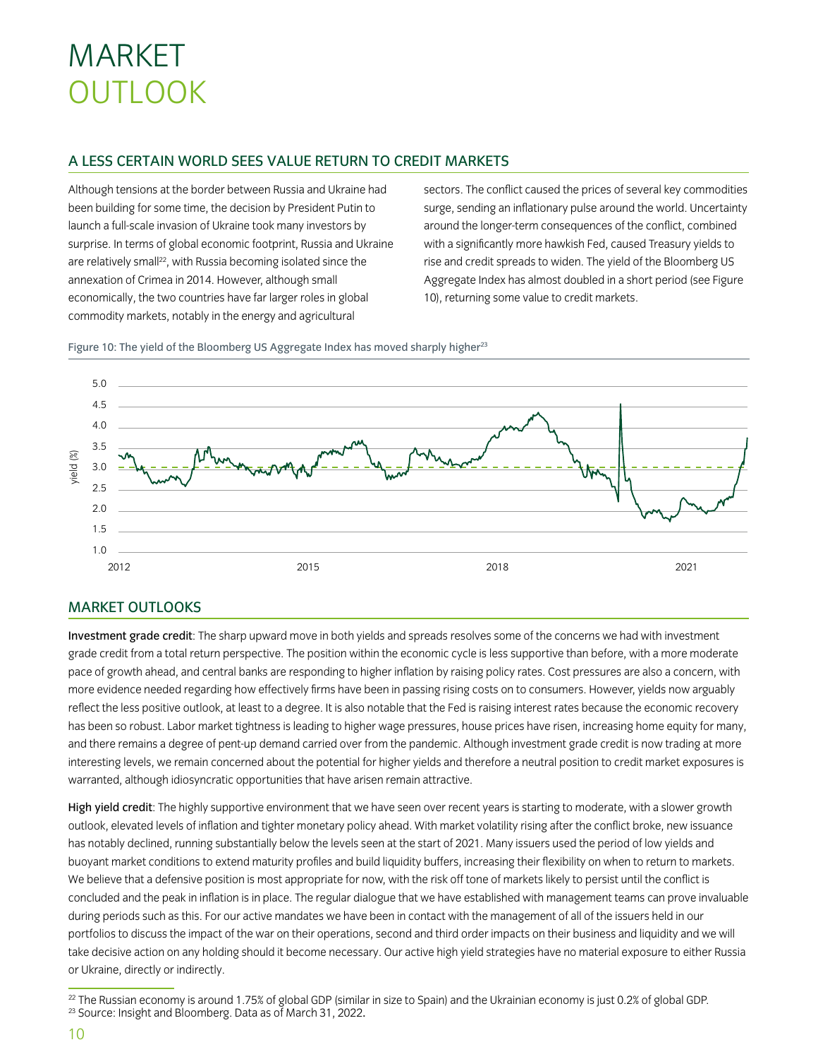# MARKET OUTLOOK

## A LESS CERTAIN WORLD SEES VALUE RETURN TO CREDIT MARKETS

Although tensions at the border between Russia and Ukraine had been building for some time, the decision by President Putin to launch a full-scale invasion of Ukraine took many investors by surprise. In terms of global economic footprint, Russia and Ukraine are relatively small[22], with Russia becoming isolated since the annexation of Crimea in 2014. However, although small economically, the two countries have far larger roles in global commodity markets, notably in the energy and agricultural sectors. The conflict caused the prices of several key commodities surge, sending an inflationary pulse around the world. Uncertainty around the longer-term consequences of the conflict, combined with a significantly more hawkish Fed, caused Treasury yields to rise and credit spreads to widen. The yield of the Bloomberg US Aggregate Index has almost doubled in a short period (see Figure 10), returning some value to credit markets.

Figure 10: The yield of the Bloomberg US Aggregate Index has moved sharply higher[23]

## MARKET OUTLOOKS

**Investment grade credit**: The sharp upward move in both yields and spreads resolves some of the concerns we had with investment grade credit from a total return perspective. The position within the economic cycle is less supportive than before, with a more moderate pace of growth ahead, and central banks are responding to higher inflation by raising policy rates. Cost pressures are also a concern, with more evidence needed regarding how effectively firms have been in passing rising costs on to consumers. However, yields now arguably reflect the less positive outlook, at least to a degree. It is also notable that the Fed is raising interest rates because the economic recovery has been so robust. Labor market tightness is leading to higher wage pressures, house prices have risen, increasing home equity for many, and there remains a degree of pent-up demand carried over from the pandemic. Although investment grade credit is now trading at more interesting levels, we remain concerned about the potential for higher yields and therefore a neutral position to credit market exposures is warranted, although idiosyncratic opportunities that have arisen remain attractive.

**High yield credit**: The highly supportive environment that we have seen over recent years is starting to moderate, with a slower growth outlook, elevated levels of inflation and tighter monetary policy ahead. With market volatility rising after the conflict broke, new issuance has notably declined, running substantially below the levels seen at the start of 2021. Many issuers used the period of low yields and buoyant market conditions to extend maturity profiles and build liquidity buffers, increasing their flexibility on when to return to markets. We believe that a defensive position is most appropriate for now, with the risk off tone of markets likely to persist until the conflict is concluded and the peak in inflation is in place. The regular dialogue that we have established with management teams can prove invaluable during periods such as this. For our active mandates we have been in contact with the management of all of the issuers held in our portfolios to discuss the impact of the war on their operations, second and third order impacts on their business and liquidity and we will take decisive action on any holding should it become necessary. Our active high yield strategies have no material exposure to either Russia or Ukraine, directly or indirectly.

[22] The Russian economy is around 1.75% of global GDP (similar in size to Spain) and the Ukrainian economy is just 0.2% of global GDP.
[23] Source: Insight and Bloomberg. Data as of March 31, 2022.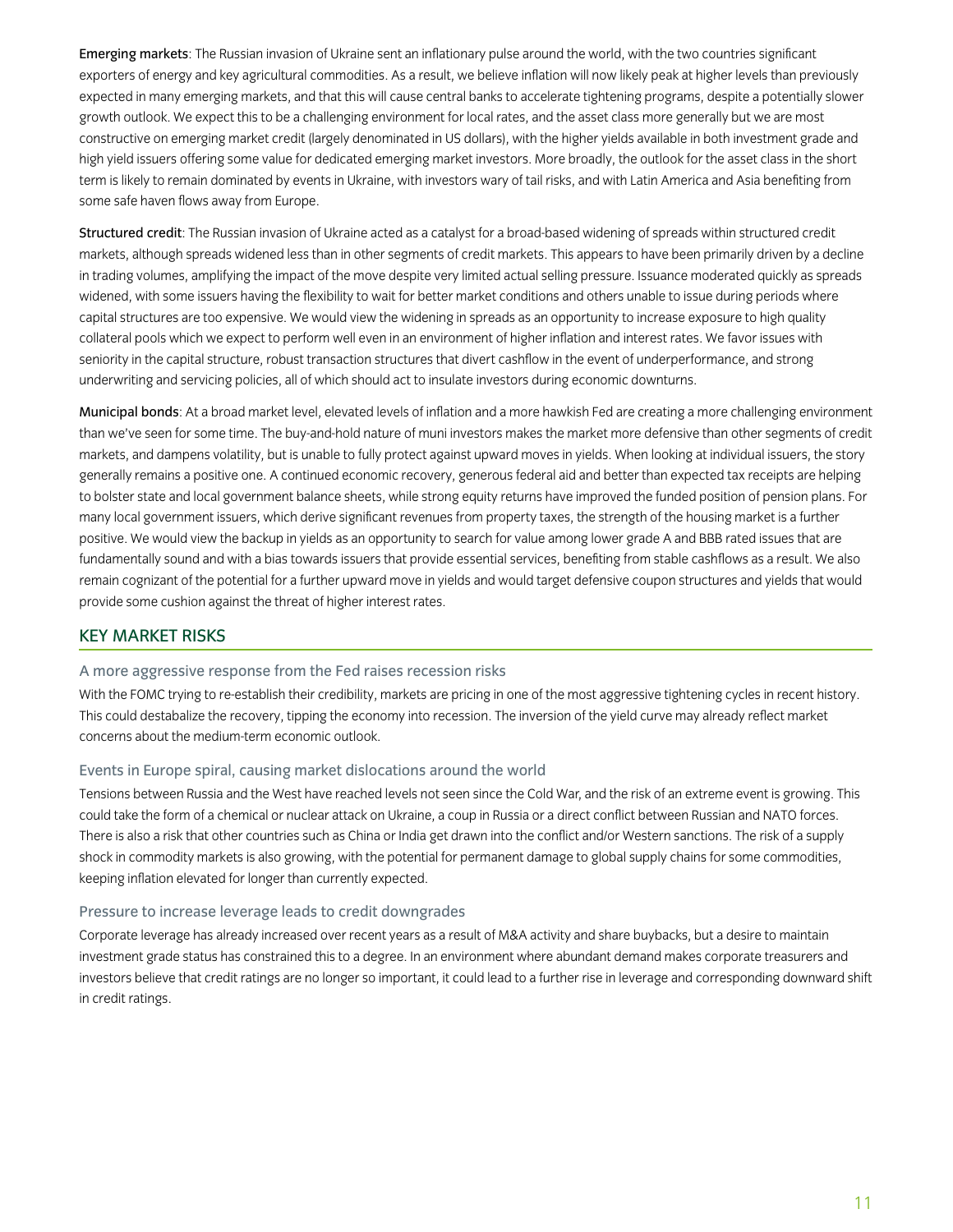**Emerging markets**: The Russian invasion of Ukraine sent an inflationary pulse around the world, with the two countries significant exporters of energy and key agricultural commodities. As a result, we believe inflation will now likely peak at higher levels than previously expected in many emerging markets, and that this will cause central banks to accelerate tightening programs, despite a potentially slower growth outlook. We expect this to be a challenging environment for local rates, and the asset class more generally but we are most constructive on emerging market credit (largely denominated in US dollars), with the higher yields available in both investment grade and high yield issuers offering some value for dedicated emerging market investors. More broadly, the outlook for the asset class in the short term is likely to remain dominated by events in Ukraine, with investors wary of tail risks, and with Latin America and Asia benefiting from some safe haven flows away from Europe.

**Structured credit**: The Russian invasion of Ukraine acted as a catalyst for a broad-based widening of spreads within structured credit markets, although spreads widened less than in other segments of credit markets. This appears to have been primarily driven by a decline in trading volumes, amplifying the impact of the move despite very limited actual selling pressure. Issuance moderated quickly as spreads widened, with some issuers having the flexibility to wait for better market conditions and others unable to issue during periods where capital structures are too expensive. We would view the widening in spreads as an opportunity to increase exposure to high quality collateral pools which we expect to perform well even in an environment of higher inflation and interest rates. We favor issues with seniority in the capital structure, robust transaction structures that divert cashflow in the event of underperformance, and strong underwriting and servicing policies, all of which should act to insulate investors during economic downturns.

**Municipal bonds**: At a broad market level, elevated levels of inflation and a more hawkish Fed are creating a more challenging environment than we've seen for some time. The buy-and-hold nature of muni investors makes the market more defensive than other segments of credit markets, and dampens volatility, but is unable to fully protect against upward moves in yields. When looking at individual issuers, the story generally remains a positive one. A continued economic recovery, generous federal aid and better than expected tax receipts are helping to bolster state and local government balance sheets, while strong equity returns have improved the funded position of pension plans. For many local government issuers, which derive significant revenues from property taxes, the strength of the housing market is a further positive. We would view the backup in yields as an opportunity to search for value among lower grade A and BBB rated issues that are fundamentally sound and with a bias towards issuers that provide essential services, benefiting from stable cashflows as a result. We also remain cognizant of the potential for a further upward move in yields and would target defensive coupon structures and yields that would provide some cushion against the threat of higher interest rates.

## KEY MARKET RISKS

### A more aggressive response from the Fed raises recession risks

With the FOMC trying to re-establish their credibility, markets are pricing in one of the most aggressive tightening cycles in recent history. This could destabalize the recovery, tipping the economy into recession. The inversion of the yield curve may already reflect market concerns about the medium-term economic outlook.

### Events in Europe spiral, causing market dislocations around the world

Tensions between Russia and the West have reached levels not seen since the Cold War, and the risk of an extreme event is growing. This could take the form of a chemical or nuclear attack on Ukraine, a coup in Russia or a direct conflict between Russian and NATO forces. There is also a risk that other countries such as China or India get drawn into the conflict and/or Western sanctions. The risk of a supply shock in commodity markets is also growing, with the potential for permanent damage to global supply chains for some commodities, keeping inflation elevated for longer than currently expected.

### Pressure to increase leverage leads to credit downgrades

Corporate leverage has already increased over recent years as a result of M&A activity and share buybacks, but a desire to maintain investment grade status has constrained this to a degree. In an environment where abundant demand makes corporate treasurers and investors believe that credit ratings are no longer so important, it could lead to a further rise in leverage and corresponding downward shift in credit ratings.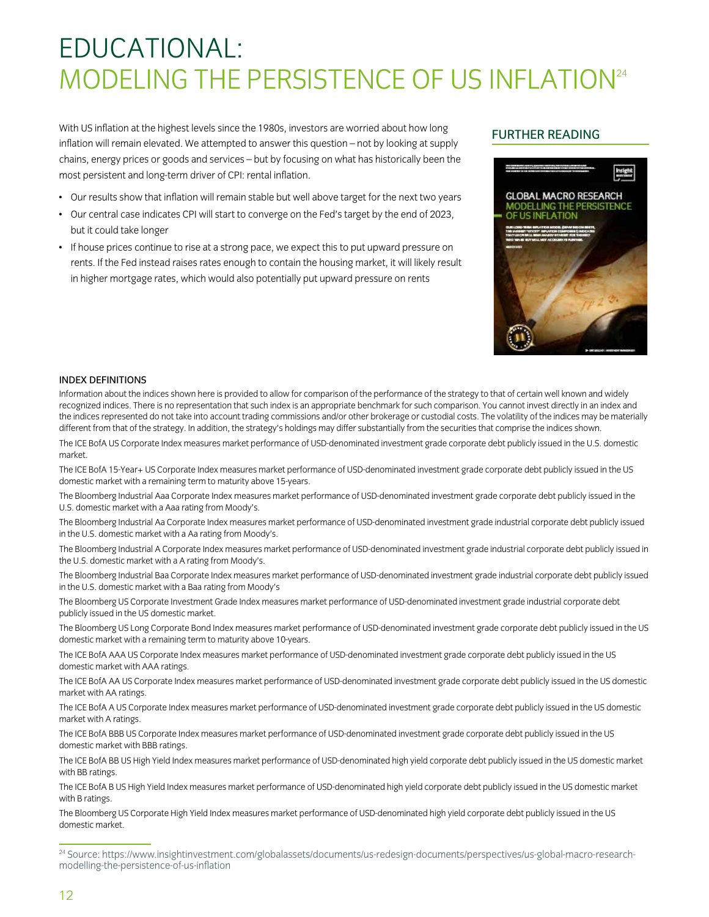# EDUCATIONAL: MODELING THE PERSISTENCE OF US INFLATION[24]

With US inflation at the highest levels since the 1980s, investors are worried about how long inflation will remain elevated. We attempted to answer this question – not by looking at supply chains, energy prices or goods and services – but by focusing on what has historically been the most persistent and long-term driver of CPI: rental inflation.

- Our results show that inflation will remain stable but well above target for the next two years
- Our central case indicates CPI will start to converge on the Fed's target by the end of 2023, but it could take longer
- If house prices continue to rise at a strong pace, we expect this to put upward pressure on rents. If the Fed instead raises rates enough to contain the housing market, it will likely result in higher mortgage rates, which would also potentially put upward pressure on rents

## FURTHER READING

GLOBAL MACRO RESEARCH
MODELLING THE PERSISTENCE OF US INFLATION

### INDEX DEFINITIONS

Information about the indices shown here is provided to allow for comparison of the performance of the strategy to that of certain well known and widely recognized indices. There is no representation that such index is an appropriate benchmark for such comparison. You cannot invest directly in an index and the indices represented do not take into account trading commissions and/or other brokerage or custodial costs. The volatility of the indices may be materially different from that of the strategy. In addition, the strategy's holdings may differ substantially from the securities that comprise the indices shown.

The ICE BofA US Corporate Index measures market performance of USD-denominated investment grade corporate debt publicly issued in the U.S. domestic market.

The ICE BofA 15-Year+ US Corporate Index measures market performance of USD-denominated investment grade corporate debt publicly issued in the US domestic market with a remaining term to maturity above 15-years.

The Bloomberg Industrial Aaa Corporate Index measures market performance of USD-denominated investment grade corporate debt publicly issued in the U.S. domestic market with a Aaa rating from Moody's.

The Bloomberg Industrial Aa Corporate Index measures market performance of USD-denominated investment grade industrial corporate debt publicly issued in the U.S. domestic market with a Aa rating from Moody's.

The Bloomberg Industrial A Corporate Index measures market performance of USD-denominated investment grade industrial corporate debt publicly issued in the U.S. domestic market with a A rating from Moody's.

The Bloomberg Industrial Baa Corporate Index measures market performance of USD-denominated investment grade industrial corporate debt publicly issued in the U.S. domestic market with a Baa rating from Moody's

The Bloomberg US Corporate Investment Grade Index measures market performance of USD-denominated investment grade industrial corporate debt publicly issued in the US domestic market.

The Bloomberg US Long Corporate Bond Index measures market performance of USD-denominated investment grade corporate debt publicly issued in the US domestic market with a remaining term to maturity above 10-years.

The ICE BofA AAA US Corporate Index measures market performance of USD-denominated investment grade corporate debt publicly issued in the US domestic market with AAA ratings.

The ICE BofA AA US Corporate Index measures market performance of USD-denominated investment grade corporate debt publicly issued in the US domestic market with AA ratings.

The ICE BofA A US Corporate Index measures market performance of USD-denominated investment grade corporate debt publicly issued in the US domestic market with A ratings.

The ICE BofA BBB US Corporate Index measures market performance of USD-denominated investment grade corporate debt publicly issued in the US domestic market with BBB ratings.

The ICE BofA BB US High Yield Index measures market performance of USD-denominated high yield corporate debt publicly issued in the US domestic market with BB ratings.

The ICE BofA B US High Yield Index measures market performance of USD-denominated high yield corporate debt publicly issued in the US domestic market with B ratings.

The Bloomberg US Corporate High Yield Index measures market performance of USD-denominated high yield corporate debt publicly issued in the US domestic market.

[24] Source: https://www.insightinvestment.com/globalassets/documents/us-redesign-documents/perspectives/us-global-macro-research-modelling-the-persistence-of-us-inflation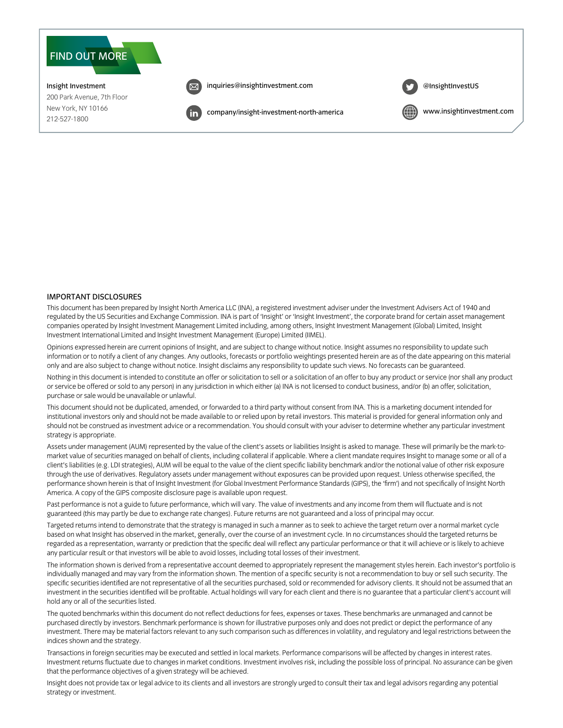## FIND OUT MORE

**Insight Investment**
200 Park Avenue, 7th Floor
New York, NY 10166
212-527-1800

inquiries@insightinvestment.com

company/insight-investment-north-america

@InsightInvestUS

www.insightinvestment.com

### IMPORTANT DISCLOSURES

This document has been prepared by Insight North America LLC (INA), a registered investment adviser under the Investment Advisers Act of 1940 and regulated by the US Securities and Exchange Commission. INA is part of 'Insight' or 'Insight Investment', the corporate brand for certain asset management companies operated by Insight Investment Management Limited including, among others, Insight Investment Management (Global) Limited, Insight Investment International Limited and Insight Investment Management (Europe) Limited (IIMEL).

Opinions expressed herein are current opinions of Insight, and are subject to change without notice. Insight assumes no responsibility to update such information or to notify a client of any changes. Any outlooks, forecasts or portfolio weightings presented herein are as of the date appearing on this material only and are also subject to change without notice. Insight disclaims any responsibility to update such views. No forecasts can be guaranteed.

Nothing in this document is intended to constitute an offer or solicitation to sell or a solicitation of an offer to buy any product or service (nor shall any product or service be offered or sold to any person) in any jurisdiction in which either (a) INA is not licensed to conduct business, and/or (b) an offer, solicitation, purchase or sale would be unavailable or unlawful.

This document should not be duplicated, amended, or forwarded to a third party without consent from INA. This is a marketing document intended for institutional investors only and should not be made available to or relied upon by retail investors. This material is provided for general information only and should not be construed as investment advice or a recommendation. You should consult with your adviser to determine whether any particular investment strategy is appropriate.

Assets under management (AUM) represented by the value of the client's assets or liabilities Insight is asked to manage. These will primarily be the mark-to-market value of securities managed on behalf of clients, including collateral if applicable. Where a client mandate requires Insight to manage some or all of a client's liabilities (e.g. LDI strategies), AUM will be equal to the value of the client specific liability benchmark and/or the notional value of other risk exposure through the use of derivatives. Regulatory assets under management without exposures can be provided upon request. Unless otherwise specified, the performance shown herein is that of Insight Investment (for Global Investment Performance Standards (GIPS), the 'firm') and not specifically of Insight North America. A copy of the GIPS composite disclosure page is available upon request.

Past performance is not a guide to future performance, which will vary. The value of investments and any income from them will fluctuate and is not guaranteed (this may partly be due to exchange rate changes). Future returns are not guaranteed and a loss of principal may occur.

Targeted returns intend to demonstrate that the strategy is managed in such a manner as to seek to achieve the target return over a normal market cycle based on what Insight has observed in the market, generally, over the course of an investment cycle. In no circumstances should the targeted returns be regarded as a representation, warranty or prediction that the specific deal will reflect any particular performance or that it will achieve or is likely to achieve any particular result or that investors will be able to avoid losses, including total losses of their investment.

The information shown is derived from a representative account deemed to appropriately represent the management styles herein. Each investor's portfolio is individually managed and may vary from the information shown. The mention of a specific security is not a recommendation to buy or sell such security. The specific securities identified are not representative of all the securities purchased, sold or recommended for advisory clients. It should not be assumed that an investment in the securities identified will be profitable. Actual holdings will vary for each client and there is no guarantee that a particular client's account will hold any or all of the securities listed.

The quoted benchmarks within this document do not reflect deductions for fees, expenses or taxes. These benchmarks are unmanaged and cannot be purchased directly by investors. Benchmark performance is shown for illustrative purposes only and does not predict or depict the performance of any investment. There may be material factors relevant to any such comparison such as differences in volatility, and regulatory and legal restrictions between the indices shown and the strategy.

Transactions in foreign securities may be executed and settled in local markets. Performance comparisons will be affected by changes in interest rates. Investment returns fluctuate due to changes in market conditions. Investment involves risk, including the possible loss of principal. No assurance can be given that the performance objectives of a given strategy will be achieved.

Insight does not provide tax or legal advice to its clients and all investors are strongly urged to consult their tax and legal advisors regarding any potential strategy or investment.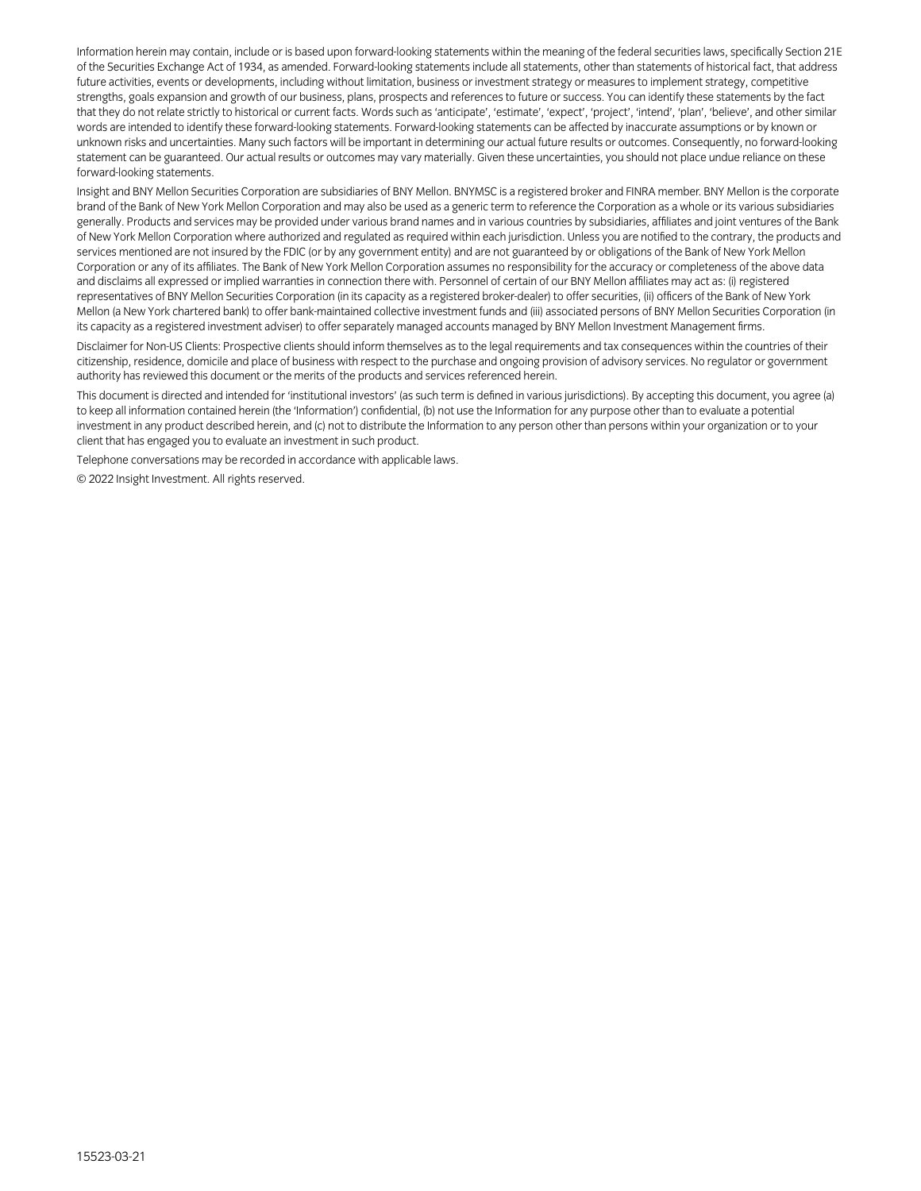Information herein may contain, include or is based upon forward-looking statements within the meaning of the federal securities laws, specifically Section 21E of the Securities Exchange Act of 1934, as amended. Forward-looking statements include all statements, other than statements of historical fact, that address future activities, events or developments, including without limitation, business or investment strategy or measures to implement strategy, competitive strengths, goals expansion and growth of our business, plans, prospects and references to future or success. You can identify these statements by the fact that they do not relate strictly to historical or current facts. Words such as 'anticipate', 'estimate', 'expect', 'project', 'intend', 'plan', 'believe', and other similar words are intended to identify these forward-looking statements. Forward-looking statements can be affected by inaccurate assumptions or by known or unknown risks and uncertainties. Many such factors will be important in determining our actual future results or outcomes. Consequently, no forward-looking statement can be guaranteed. Our actual results or outcomes may vary materially. Given these uncertainties, you should not place undue reliance on these forward-looking statements.

Insight and BNY Mellon Securities Corporation are subsidiaries of BNY Mellon. BNYMSC is a registered broker and FINRA member. BNY Mellon is the corporate brand of the Bank of New York Mellon Corporation and may also be used as a generic term to reference the Corporation as a whole or its various subsidiaries generally. Products and services may be provided under various brand names and in various countries by subsidiaries, affiliates and joint ventures of the Bank of New York Mellon Corporation where authorized and regulated as required within each jurisdiction. Unless you are notified to the contrary, the products and services mentioned are not insured by the FDIC (or by any government entity) and are not guaranteed by or obligations of the Bank of New York Mellon Corporation or any of its affiliates. The Bank of New York Mellon Corporation assumes no responsibility for the accuracy or completeness of the above data and disclaims all expressed or implied warranties in connection there with. Personnel of certain of our BNY Mellon affiliates may act as: (i) registered representatives of BNY Mellon Securities Corporation (in its capacity as a registered broker-dealer) to offer securities, (ii) officers of the Bank of New York Mellon (a New York chartered bank) to offer bank-maintained collective investment funds and (iii) associated persons of BNY Mellon Securities Corporation (in its capacity as a registered investment adviser) to offer separately managed accounts managed by BNY Mellon Investment Management firms.

Disclaimer for Non-US Clients: Prospective clients should inform themselves as to the legal requirements and tax consequences within the countries of their citizenship, residence, domicile and place of business with respect to the purchase and ongoing provision of advisory services. No regulator or government authority has reviewed this document or the merits of the products and services referenced herein.

This document is directed and intended for 'institutional investors' (as such term is defined in various jurisdictions). By accepting this document, you agree (a) to keep all information contained herein (the 'Information') confidential, (b) not use the Information for any purpose other than to evaluate a potential investment in any product described herein, and (c) not to distribute the Information to any person other than persons within your organization or to your client that has engaged you to evaluate an investment in such product.

Telephone conversations may be recorded in accordance with applicable laws.

© 2022 Insight Investment. All rights reserved.

15523-03-21